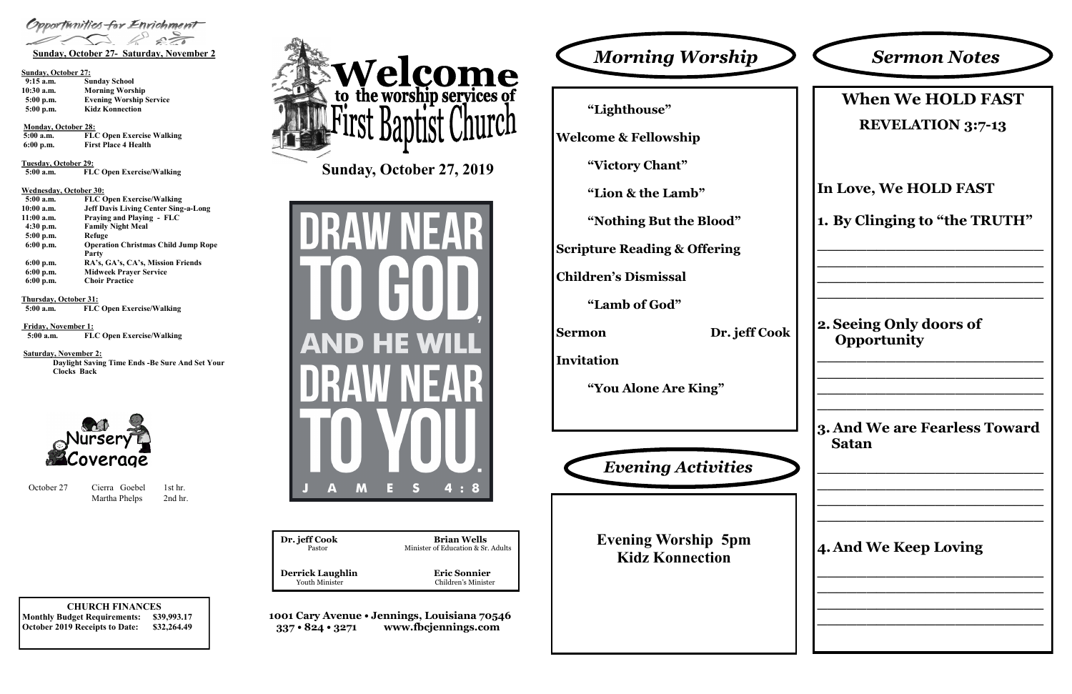*Opportunities for Enrichment*

**Sunday, October 27- Saturday, November 2**

**Sunday, October 27:**

| | |
|---|---|
| 9:15 a.m. | Sunday School |
| 10:30 a.m. | Morning Worship |
| 5:00 p.m. | Evening Worship Service |
| 5:00 p.m. | Kidz Konnection |

**Monday, October 28:**

| | |
|---|---|
| 5:00 a.m. | FLC Open Exercise Walking |
| 6:00 p.m. | First Place 4 Health |

**Tuesday, October 29:**

| | |
|---|---|
| 5:00 a.m. | FLC Open Exercise/Walking |

**Wednesday, October 30:**

| | |
|---|---|
| 5:00 a.m. | FLC Open Exercise/Walking |
| 10:00 a.m. | Jeff Davis Living Center Sing-a-Long |
| 11:00 a.m. | Praying and Playing - FLC |
| 4:30 p.m. | Family Night Meal |
| 5:00 p.m. | Refuge |
| 6:00 p.m. | Operation Christmas Child Jump Rope Party |
| 6:00 p.m. | RA's, GA's, CA's, Mission Friends |
| 6:00 p.m. | Midweek Prayer Service |
| 6:00 p.m. | Choir Practice |

**Thursday, October 31:**

| | |
|---|---|
| 5:00 a.m. | FLC Open Exercise/Walking |

**Friday, November 1:**

| | |
|---|---|
| 5:00 a.m. | FLC Open Exercise/Walking |

**Saturday, November 2:**

**Daylight Saving Time Ends -Be Sure And Set Your Clocks Back**

**Nursery Coverage**

| | | |
|---|---|---|
| October 27 | Cierra Goebel | 1st hr. |
| | Martha Phelps | 2nd hr. |

**CHURCH FINANCES**

| | |
|---|---|
| Monthly Budget Requirements: | $39,993.17 |
| October 2019 Receipts to Date: | $32,264.49 |

# Welcome to the worship services of First Baptist Church

## Sunday, October 27, 2019

DRAW NEAR TO GOD, AND HE WILL DRAW NEAR TO YOU. JAMES 4:8

| | |
|---|---|
| **Dr. jeff Cook** Pastor | **Brian Wells** Minister of Education & Sr. Adults |
| **Derrick Laughlin** Youth Minister | **Eric Sonnier** Children's Minister |

**1001 Cary Avenue • Jennings, Louisiana 70546**
**337 • 824 • 3271 www.fbcjennings.com**

## *Morning Worship*

**"Lighthouse"**

**Welcome & Fellowship**

**"Victory Chant"**

**"Lion & the Lamb"**

**"Nothing But the Blood"**

**Scripture Reading & Offering**

**Children's Dismissal**

**"Lamb of God"**

**Sermon** **Dr. jeff Cook**

**Invitation**

**"You Alone Are King"**

## *Evening Activities*

**Evening Worship 5pm**
**Kidz Konnection**

## *Sermon Notes*

### When We HOLD FAST

### REVELATION 3:7-13

**In Love, We HOLD FAST**

**1. By Clinging to "the TRUTH"**

____________________________
____________________________
____________________________
____________________________

**2. Seeing Only doors of Opportunity**

____________________________
____________________________
____________________________
____________________________

**3. And We are Fearless Toward Satan**

____________________________
____________________________
____________________________
____________________________

**4. And We Keep Loving**

____________________________
____________________________
____________________________
____________________________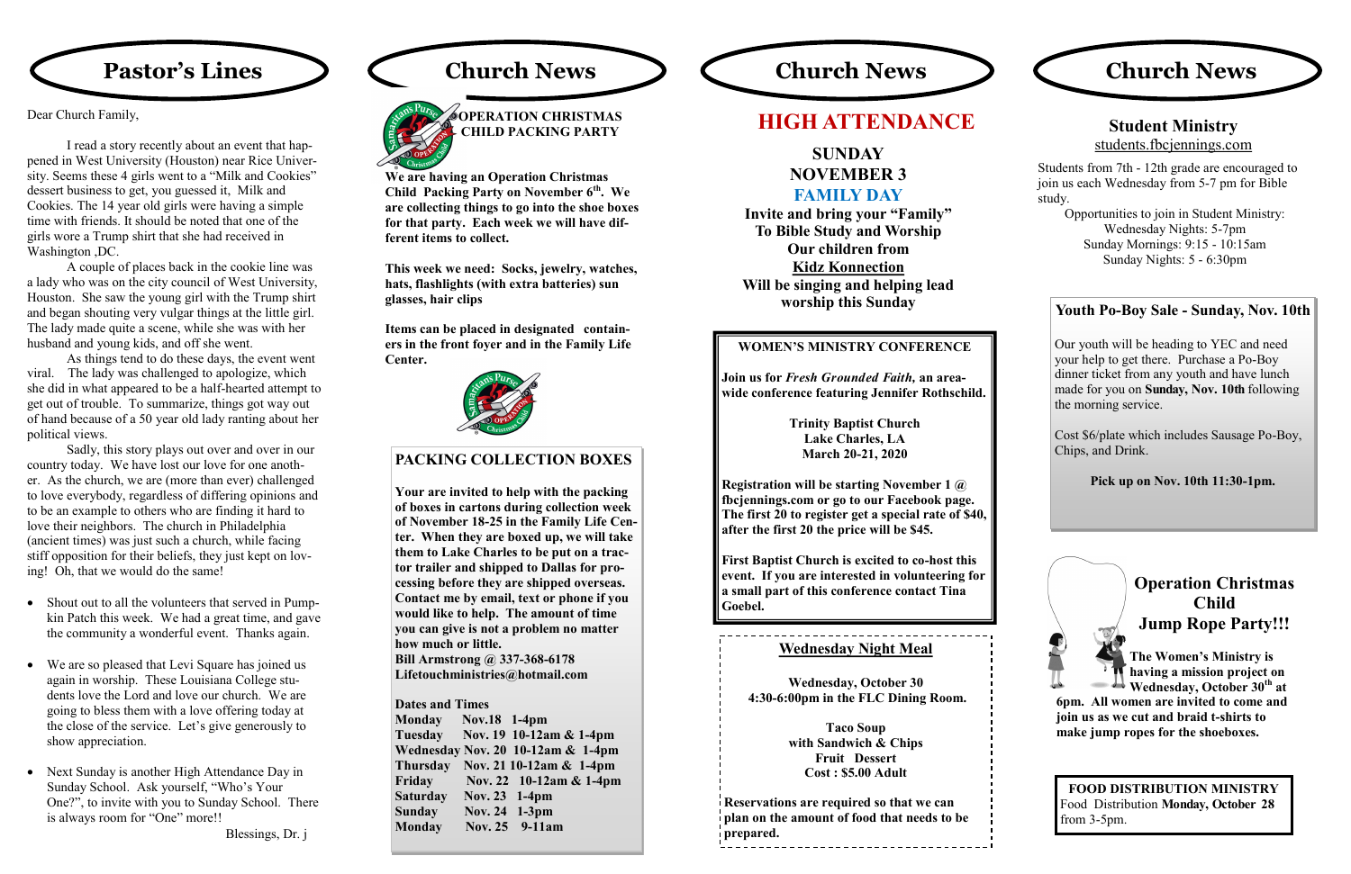# Pastor's Lines

Dear Church Family,

I read a story recently about an event that happened in West University (Houston) near Rice University. Seems these 4 girls went to a "Milk and Cookies" dessert business to get, you guessed it, Milk and Cookies. The 14 year old girls were having a simple time with friends. It should be noted that one of the girls wore a Trump shirt that she had received in Washington ,DC.

A couple of places back in the cookie line was a lady who was on the city council of West University, Houston. She saw the young girl with the Trump shirt and began shouting very vulgar things at the little girl. The lady made quite a scene, while she was with her husband and young kids, and off she went.

As things tend to do these days, the event went viral. The lady was challenged to apologize, which she did in what appeared to be a half-hearted attempt to get out of trouble. To summarize, things got way out of hand because of a 50 year old lady ranting about her political views.

Sadly, this story plays out over and over in our country today. We have lost our love for one another. As the church, we are (more than ever) challenged to love everybody, regardless of differing opinions and to be an example to others who are finding it hard to love their neighbors. The church in Philadelphia (ancient times) was just such a church, while facing stiff opposition for their beliefs, they just kept on loving! Oh, that we would do the same!

- Shout out to all the volunteers that served in Pumpkin Patch this week. We had a great time, and gave the community a wonderful event. Thanks again.
- We are so pleased that Levi Square has joined us again in worship. These Louisiana College students love the Lord and love our church. We are going to bless them with a love offering today at the close of the service. Let's give generously to show appreciation.
- Next Sunday is another High Attendance Day in Sunday School. Ask yourself, "Who's Your One?", to invite with you to Sunday School. There is always room for "One" more!!

Blessings, Dr. j

# Church News

**OPERATION CHRISTMAS CHILD PACKING PARTY**

**We are having an Operation Christmas Child Packing Party on November 6th. We are collecting things to go into the shoe boxes for that party. Each week we will have different items to collect.**

**This week we need: Socks, jewelry, watches, hats, flashlights (with extra batteries) sun glasses, hair clips**

**Items can be placed in designated containers in the front foyer and in the Family Life Center.**

## PACKING COLLECTION BOXES

**Your are invited to help with the packing of boxes in cartons during collection week of November 18-25 in the Family Life Center. When they are boxed up, we will take them to Lake Charles to be put on a tractor trailer and shipped to Dallas for processing before they are shipped overseas. Contact me by email, text or phone if you would like to help. The amount of time you can give is not a problem no matter how much or little.**
**Bill Armstrong @ 337-368-6178**
**Lifetouchministries@hotmail.com**

**Dates and Times**

| | | |
|---|---|---|
| Monday | Nov.18 | 1-4pm |
| Tuesday | Nov. 19 | 10-12am & 1-4pm |
| Wednesday | Nov. 20 | 10-12am & 1-4pm |
| Thursday | Nov. 21 | 10-12am & 1-4pm |
| Friday | Nov. 22 | 10-12am & 1-4pm |
| Saturday | Nov. 23 | 1-4pm |
| Sunday | Nov. 24 | 1-3pm |
| Monday | Nov. 25 | 9-11am |

# Church News

## HIGH ATTENDANCE

**SUNDAY**
**NOVEMBER 3**
**FAMILY DAY**
**Invite and bring your "Family" To Bible Study and Worship**
**Our children from Kidz Konnection Will be singing and helping lead worship this Sunday**

**WOMEN'S MINISTRY CONFERENCE**

**Join us for *Fresh Grounded Faith,* an area-wide conference featuring Jennifer Rothschild.**

**Trinity Baptist Church**
**Lake Charles, LA**
**March 20-21, 2020**

**Registration will be starting November 1 @ fbcjennings.com or go to our Facebook page. The first 20 to register get a special rate of $40, after the first 20 the price will be $45.**

**First Baptist Church is excited to co-host this event. If you are interested in volunteering for a small part of this conference contact Tina Goebel.**

**Wednesday Night Meal**

**Wednesday, October 30**
**4:30-6:00pm in the FLC Dining Room.**

**Taco Soup**
**with Sandwich & Chips**
**Fruit Dessert**
**Cost : $5.00 Adult**

**Reservations are required so that we can plan on the amount of food that needs to be prepared.**

# Church News

## Student Ministry

students.fbcjennings.com

Students from 7th - 12th grade are encouraged to join us each Wednesday from 5-7 pm for Bible study.

Opportunities to join in Student Ministry:
Wednesday Nights: 5-7pm
Sunday Mornings: 9:15 - 10:15am
Sunday Nights: 5 - 6:30pm

**Youth Po-Boy Sale - Sunday, Nov. 10th**

Our youth will be heading to YEC and need your help to get there. Purchase a Po-Boy dinner ticket from any youth and have lunch made for you on **Sunday, Nov. 10th** following the morning service.

Cost $6/plate which includes Sausage Po-Boy, Chips, and Drink.

**Pick up on Nov. 10th 11:30-1pm.**

**Operation Christmas Child Jump Rope Party!!!**

**The Women's Ministry is having a mission project on Wednesday, October 30th at 6pm. All women are invited to come and join us as we cut and braid t-shirts to make jump ropes for the shoeboxes.**

**FOOD DISTRIBUTION MINISTRY**
Food Distribution **Monday, October 28** from 3-5pm.